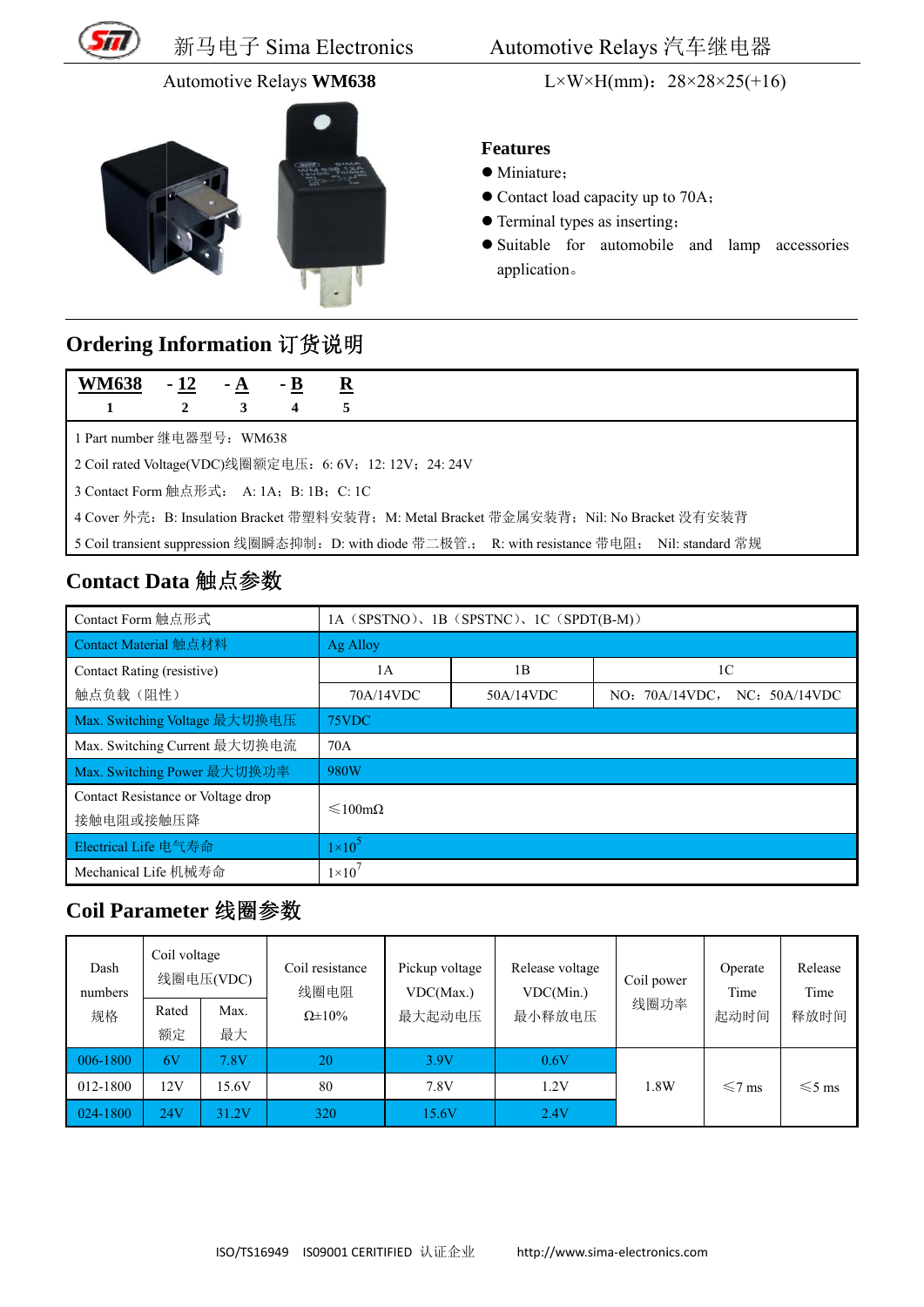Automotive Relays **WM638** L×W×H(mm)：28×28×25(+16)

### Features

- Miniature；
- Contact load capacity up to 70A；
- Terminal types as inserting；
- Suitable for automobile and lamp accessories application。

## Ordering Information 订货说明

| **WM638** | **- 12** | **- A** | **- B** | **R** |
|---|---|---|---|---|
| 1 | 2 | 3 | 4 | 5 |

1 Part number 继电器型号：WM638

2 Coil rated Voltage(VDC)线圈额定电压：6: 6V；12: 12V；24: 24V

3 Contact Form 触点形式： A: 1A；B: 1B；C: 1C

4 Cover 外壳：B: Insulation Bracket 带塑料安装背；M: Metal Bracket 带金属安装背；Nil: No Bracket 没有安装背

5 Coil transient suppression 线圈瞬态抑制：D: with diode 带二极管.； R: with resistance 带电阻； Nil: standard 常规

## Contact Data 触点参数

| Contact Form 触点形式 | 1A（SPSTNO）、1B（SPSTNC）、1C（SPDT(B-M)） | | |
|---|---|---|---|
| Contact Material 触点材料 | Ag Alloy | | |
| Contact Rating (resistive) 触点负载（阻性） | 1A | 1B | 1C |
| | 70A/14VDC | 50A/14VDC | NO：70A/14VDC， NC：50A/14VDC |
| Max. Switching Voltage 最大切换电压 | 75VDC | | |
| Max. Switching Current 最大切换电流 | 70A | | |
| Max. Switching Power 最大切换功率 | 980W | | |
| Contact Resistance or Voltage drop 接触电阻或接触压降 | ≤100mΩ | | |
| Electrical Life 电气寿命 | $1\times10^5$ | | |
| Mechanical Life 机械寿命 | $1\times10^7$ | | |

## Coil Parameter 线圈参数

| Dash numbers 规格 | Coil voltage 线圈电压(VDC) | | Coil resistance 线圈电阻 Ω±10% | Pickup voltage VDC(Max.) 最大起动电压 | Release voltage VDC(Min.) 最小释放电压 | Coil power 线圈功率 | Operate Time 起动时间 | Release Time 释放时间 |
|---|---|---|---|---|---|---|---|---|
| | Rated 额定 | Max. 最大 | | | | | | |
| 006-1800 | 6V | 7.8V | 20 | 3.9V | 0.6V | 1.8W | ≤7 ms | ≤5 ms |
| 012-1800 | 12V | 15.6V | 80 | 7.8V | 1.2V | | | |
| 024-1800 | 24V | 31.2V | 320 | 15.6V | 2.4V | | | |

ISO/TS16949 IS09001 CERITIFIED 认证企业 http://www.sima-electronics.com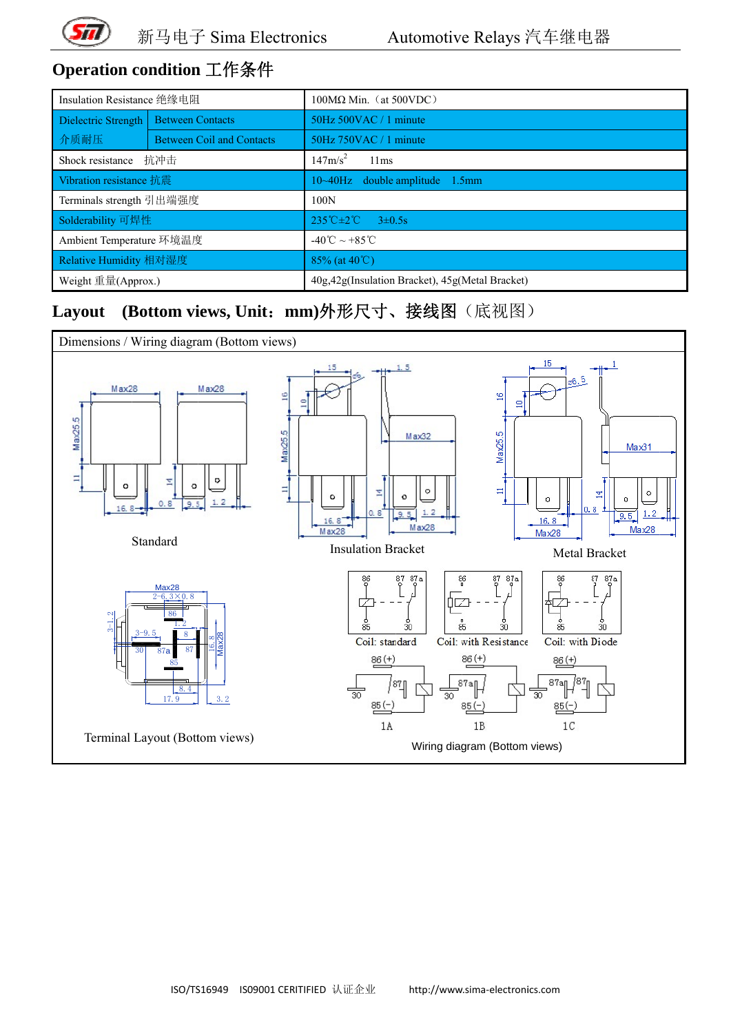## Operation condition 工作条件

| | | |
|---|---|---|
| Insulation Resistance 绝缘电阻 | | 100MΩ Min.（at 500VDC） |
| Dielectric Strength 介质耐压 | Between Contacts | 50Hz 500VAC / 1 minute |
| | Between Coil and Contacts | 50Hz 750VAC / 1 minute |
| Shock resistance 抗冲击 | | $147m/s^2$ 11ms |
| Vibration resistance 抗震 | | 10~40Hz double amplitude 1.5mm |
| Terminals strength 引出端强度 | | 100N |
| Solderability 可焊性 | | 235℃±2℃ 3±0.5s |
| Ambient Temperature 环境温度 | | -40℃ ~ +85℃ |
| Relative Humidity 相对湿度 | | 85% (at 40℃) |
| Weight 重量(Approx.) | | 40g,42g(Insulation Bracket), 45g(Metal Bracket) |

## Layout (Bottom views, Unit：mm)外形尺寸、接线图（底视图）

Dimensions / Wiring diagram (Bottom views)

Max28 Max28 Max25.5 11 14 16.8 0.8 9.5 1.2

Standard

15 1.5 φ5 16 10 Max25.5 11 Max32 14 16.8 0.8 9.5 1.2 Max28 Max28

Insulation Bracket

15 1 φ6.5 16 10 Max25.5 11 Max31 14 16.8 0.8 9.5 1.2 Max28 Max28

Metal Bracket

Max28 2-6.3×0.8 86 1.2 3-1.2 3-9.5 8 30 87a 87 16.8 Max28 85 8.4 17.9 3.2

Terminal Layout (Bottom views)

86 87 87a 85 30 — Coil: standard

86 87 87a 85 30 — Coil: with Resistance

86 87 87a 85 30 — Coil: with Diode

86(+) 87 30 85(-) — 1A

86(+) 87a 30 85(-) — 1B

86(+) 87a 87 30 85(-) — 1C

Wiring diagram (Bottom views)